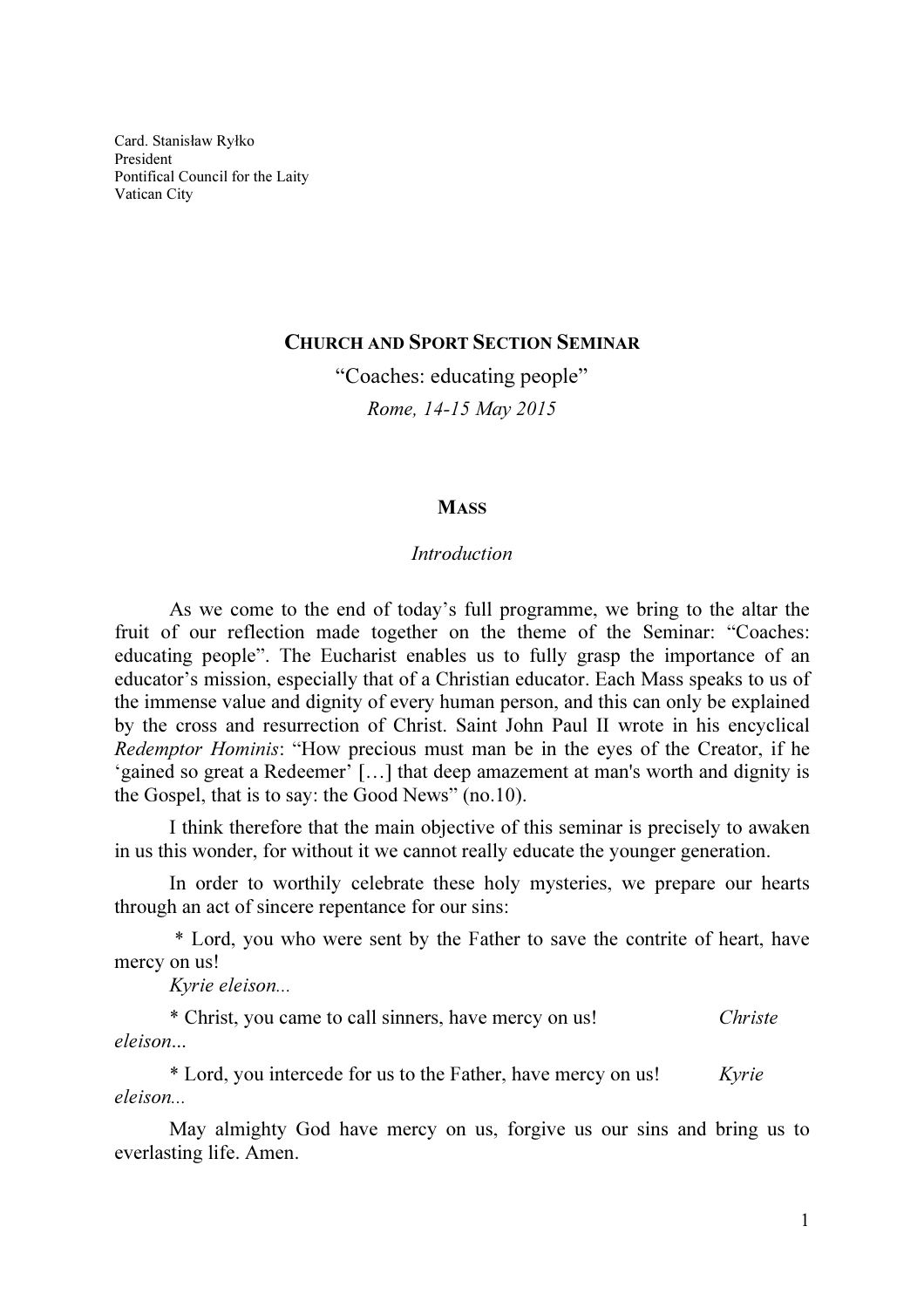Card. Stanisław Ryłko
President
Pontifical Council for the Laity
Vatican City

## **Church and Sport Section Seminar**

"Coaches: educating people"

*Rome, 14-15 May 2015*

### **Mass**

*Introduction*

As we come to the end of today's full programme, we bring to the altar the fruit of our reflection made together on the theme of the Seminar: "Coaches: educating people". The Eucharist enables us to fully grasp the importance of an educator's mission, especially that of a Christian educator. Each Mass speaks to us of the immense value and dignity of every human person, and this can only be explained by the cross and resurrection of Christ. Saint John Paul II wrote in his encyclical *Redemptor Hominis*: "How precious must man be in the eyes of the Creator, if he 'gained so great a Redeemer' […] that deep amazement at man's worth and dignity is the Gospel, that is to say: the Good News" (no.10).

I think therefore that the main objective of this seminar is precisely to awaken in us this wonder, for without it we cannot really educate the younger generation.

In order to worthily celebrate these holy mysteries, we prepare our hearts through an act of sincere repentance for our sins:

* Lord, you who were sent by the Father to save the contrite of heart, have mercy on us!
*Kyrie eleison...*

* Christ, you came to call sinners, have mercy on us! *Christe eleison...*

* Lord, you intercede for us to the Father, have mercy on us! *Kyrie eleison...*

May almighty God have mercy on us, forgive us our sins and bring us to everlasting life. Amen.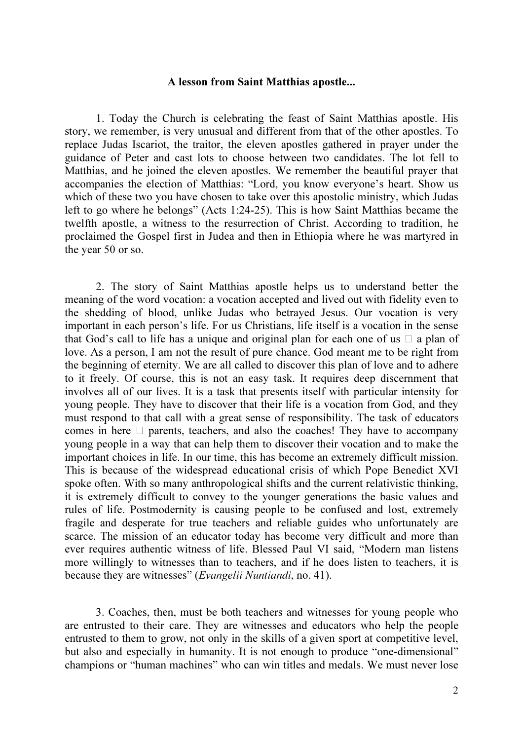**A lesson from Saint Matthias apostle...**

1. Today the Church is celebrating the feast of Saint Matthias apostle. His story, we remember, is very unusual and different from that of the other apostles. To replace Judas Iscariot, the traitor, the eleven apostles gathered in prayer under the guidance of Peter and cast lots to choose between two candidates. The lot fell to Matthias, and he joined the eleven apostles. We remember the beautiful prayer that accompanies the election of Matthias: "Lord, you know everyone's heart. Show us which of these two you have chosen to take over this apostolic ministry, which Judas left to go where he belongs" (Acts 1:24-25). This is how Saint Matthias became the twelfth apostle, a witness to the resurrection of Christ. According to tradition, he proclaimed the Gospel first in Judea and then in Ethiopia where he was martyred in the year 50 or so.

2. The story of Saint Matthias apostle helps us to understand better the meaning of the word vocation: a vocation accepted and lived out with fidelity even to the shedding of blood, unlike Judas who betrayed Jesus. Our vocation is very important in each person's life. For us Christians, life itself is a vocation in the sense that God's call to life has a unique and original plan for each one of us  a plan of love. As a person, I am not the result of pure chance. God meant me to be right from the beginning of eternity. We are all called to discover this plan of love and to adhere to it freely. Of course, this is not an easy task. It requires deep discernment that involves all of our lives. It is a task that presents itself with particular intensity for young people. They have to discover that their life is a vocation from God, and they must respond to that call with a great sense of responsibility. The task of educators comes in here  parents, teachers, and also the coaches! They have to accompany young people in a way that can help them to discover their vocation and to make the important choices in life. In our time, this has become an extremely difficult mission. This is because of the widespread educational crisis of which Pope Benedict XVI spoke often. With so many anthropological shifts and the current relativistic thinking, it is extremely difficult to convey to the younger generations the basic values and rules of life. Postmodernity is causing people to be confused and lost, extremely fragile and desperate for true teachers and reliable guides who unfortunately are scarce. The mission of an educator today has become very difficult and more than ever requires authentic witness of life. Blessed Paul VI said, "Modern man listens more willingly to witnesses than to teachers, and if he does listen to teachers, it is because they are witnesses" (*Evangelii Nuntiandi*, no. 41).

3. Coaches, then, must be both teachers and witnesses for young people who are entrusted to their care. They are witnesses and educators who help the people entrusted to them to grow, not only in the skills of a given sport at competitive level, but also and especially in humanity. It is not enough to produce "one-dimensional" champions or "human machines" who can win titles and medals. We must never lose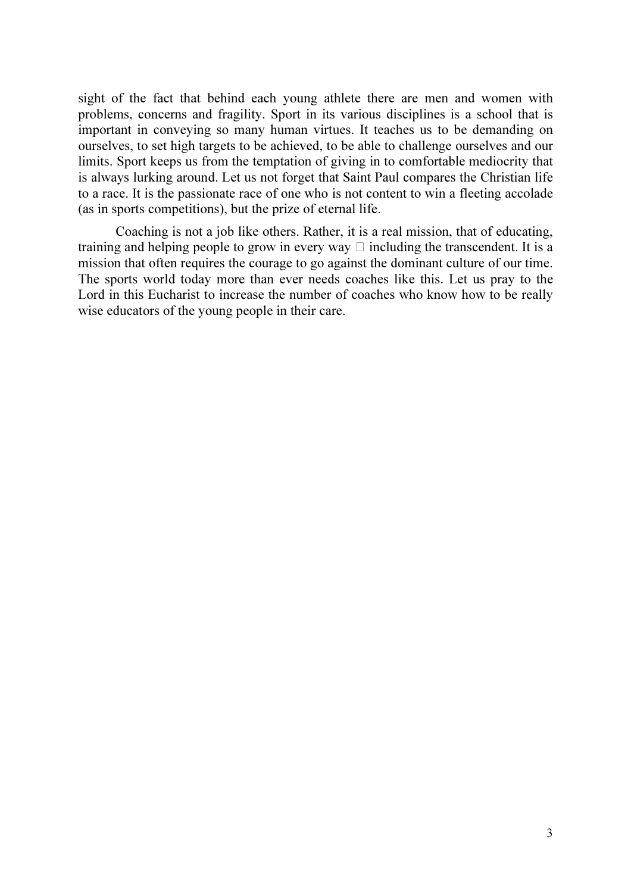sight of the fact that behind each young athlete there are men and women with problems, concerns and fragility. Sport in its various disciplines is a school that is important in conveying so many human virtues. It teaches us to be demanding on ourselves, to set high targets to be achieved, to be able to challenge ourselves and our limits. Sport keeps us from the temptation of giving in to comfortable mediocrity that is always lurking around. Let us not forget that Saint Paul compares the Christian life to a race. It is the passionate race of one who is not content to win a fleeting accolade (as in sports competitions), but the prize of eternal life.

Coaching is not a job like others. Rather, it is a real mission, that of educating, training and helping people to grow in every way  including the transcendent. It is a mission that often requires the courage to go against the dominant culture of our time. The sports world today more than ever needs coaches like this. Let us pray to the Lord in this Eucharist to increase the number of coaches who know how to be really wise educators of the young people in their care.